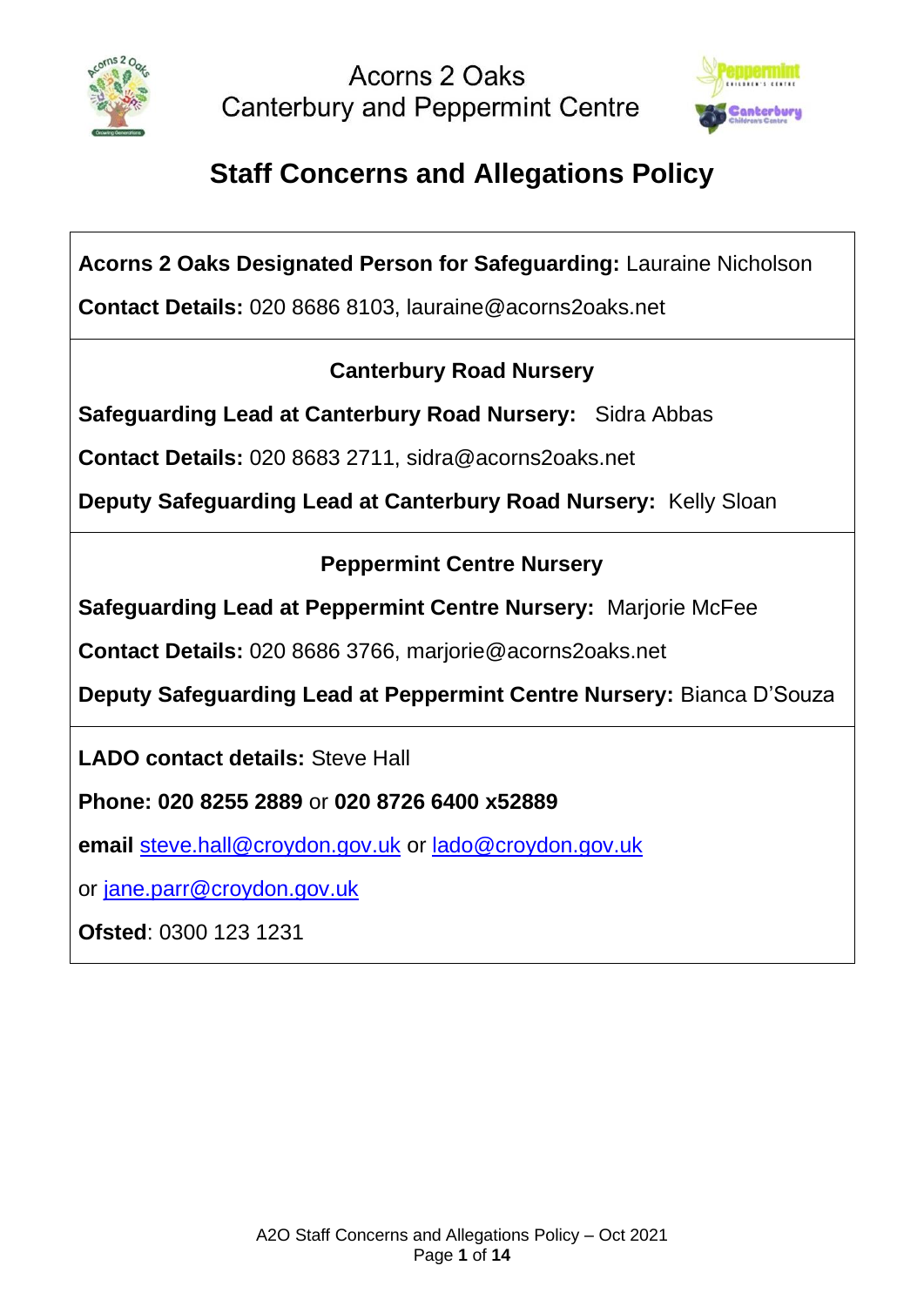Acorns 2 Oaks
Canterbury and Peppermint Centre

# Staff Concerns and Allegations Policy

**Acorns 2 Oaks Designated Person for Safeguarding:** Lauraine Nicholson

**Contact Details:** 020 8686 8103, lauraine@acorns2oaks.net

**Canterbury Road Nursery**

**Safeguarding Lead at Canterbury Road Nursery:** Sidra Abbas

**Contact Details:** 020 8683 2711, sidra@acorns2oaks.net

**Deputy Safeguarding Lead at Canterbury Road Nursery:** Kelly Sloan

**Peppermint Centre Nursery**

**Safeguarding Lead at Peppermint Centre Nursery:** Marjorie McFee

**Contact Details:** 020 8686 3766, marjorie@acorns2oaks.net

**Deputy Safeguarding Lead at Peppermint Centre Nursery:** Bianca D'Souza

**LADO contact details:** Steve Hall

**Phone: 020 8255 2889** or **020 8726 6400 x52889**

**email** steve.hall@croydon.gov.uk or lado@croydon.gov.uk

or jane.parr@croydon.gov.uk

**Ofsted**: 0300 123 1231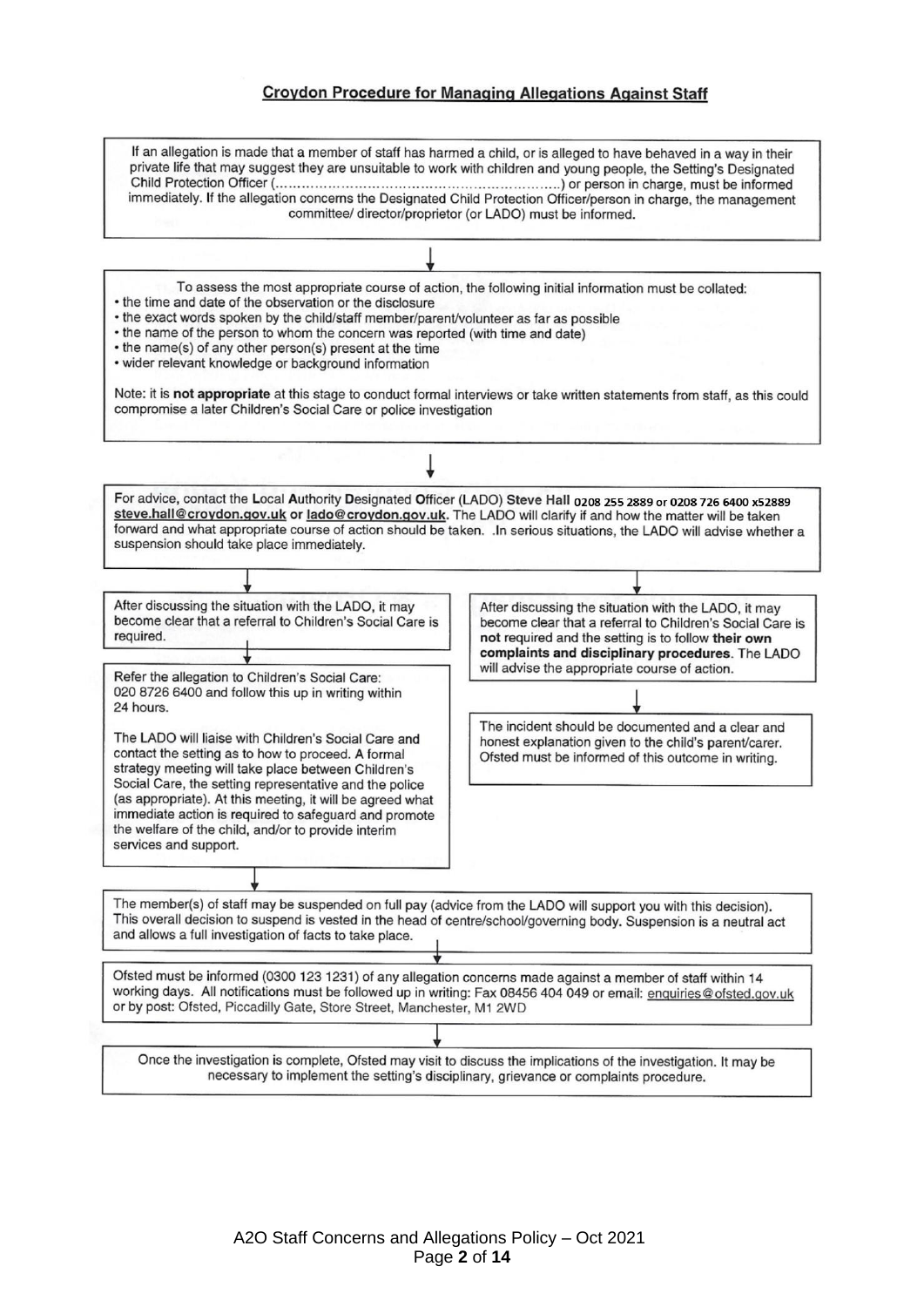# Croydon Procedure for Managing Allegations Against Staff

If an allegation is made that a member of staff has harmed a child, or is alleged to have behaved in a way in their private life that may suggest they are unsuitable to work with children and young people, the Setting's Designated Child Protection Officer (……………………………………………………….) or person in charge, must be informed immediately. If the allegation concerns the Designated Child Protection Officer/person in charge, the management committee/ director/proprietor (or LADO) must be informed.

↓

To assess the most appropriate course of action, the following initial information must be collated:

- the time and date of the observation or the disclosure
- the exact words spoken by the child/staff member/parent/volunteer as far as possible
- the name of the person to whom the concern was reported (with time and date)
- the name(s) of any other person(s) present at the time
- wider relevant knowledge or background information

Note: it is **not appropriate** at this stage to conduct formal interviews or take written statements from staff, as this could compromise a later Children's Social Care or police investigation

↓

For advice, contact the **L**ocal **A**uthority **D**esignated **O**fficer (LADO) **Steve Hall** 0208 255 2889 or 0208 726 6400 x52889 **steve.hall@croydon.gov.uk** or **lado@croydon.gov.uk**. The LADO will clarify if and how the matter will be taken forward and what appropriate course of action should be taken. .In serious situations, the LADO will advise whether a suspension should take place immediately.

↓

After discussing the situation with the LADO, it may become clear that a referral to Children's Social Care is required.

↓

Refer the allegation to Children's Social Care: 020 8726 6400 and follow this up in writing within 24 hours.

The LADO will liaise with Children's Social Care and contact the setting as to how to proceed. A formal strategy meeting will take place between Children's Social Care, the setting representative and the police (as appropriate). At this meeting, it will be agreed what immediate action is required to safeguard and promote the welfare of the child, and/or to provide interim services and support.

↓

After discussing the situation with the LADO, it may become clear that a referral to Children's Social Care is **not** required and the setting is to follow **their own complaints and disciplinary procedures**. The LADO will advise the appropriate course of action.

↓

The incident should be documented and a clear and honest explanation given to the child's parent/carer. Ofsted must be informed of this outcome in writing.

↓

The member(s) of staff may be suspended on full pay (advice from the LADO will support you with this decision). This overall decision to suspend is vested in the head of centre/school/governing body. Suspension is a neutral act and allows a full investigation of facts to take place.

↓

Ofsted must be informed (0300 123 1231) of any allegation concerns made against a member of staff within 14 working days. All notifications must be followed up in writing: Fax 08456 404 049 or email: enquiries@ofsted.gov.uk or by post: Ofsted, Piccadilly Gate, Store Street, Manchester, M1 2WD

↓

Once the investigation is complete, Ofsted may visit to discuss the implications of the investigation. It may be necessary to implement the setting's disciplinary, grievance or complaints procedure.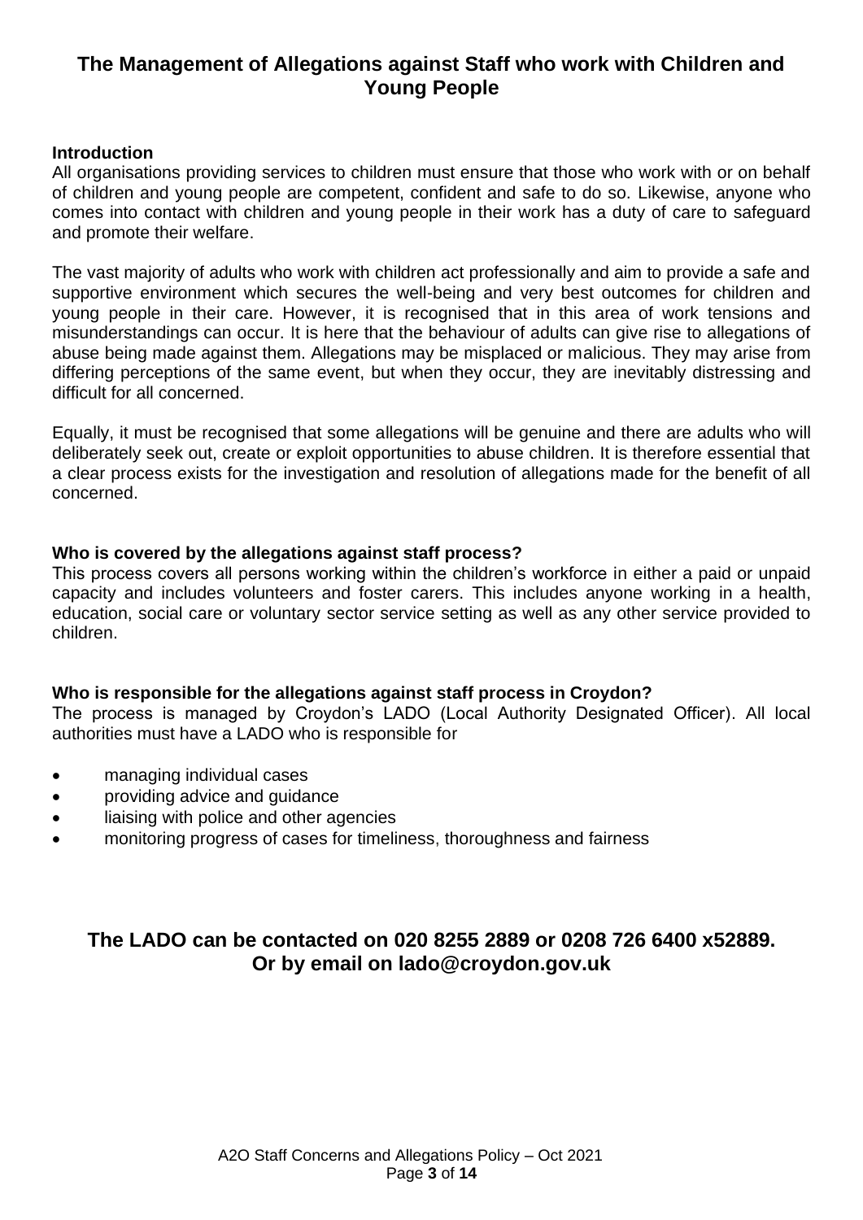# The Management of Allegations against Staff who work with Children and Young People

**Introduction**

All organisations providing services to children must ensure that those who work with or on behalf of children and young people are competent, confident and safe to do so. Likewise, anyone who comes into contact with children and young people in their work has a duty of care to safeguard and promote their welfare.

The vast majority of adults who work with children act professionally and aim to provide a safe and supportive environment which secures the well-being and very best outcomes for children and young people in their care. However, it is recognised that in this area of work tensions and misunderstandings can occur. It is here that the behaviour of adults can give rise to allegations of abuse being made against them. Allegations may be misplaced or malicious. They may arise from differing perceptions of the same event, but when they occur, they are inevitably distressing and difficult for all concerned.

Equally, it must be recognised that some allegations will be genuine and there are adults who will deliberately seek out, create or exploit opportunities to abuse children. It is therefore essential that a clear process exists for the investigation and resolution of allegations made for the benefit of all concerned.

**Who is covered by the allegations against staff process?**

This process covers all persons working within the children's workforce in either a paid or unpaid capacity and includes volunteers and foster carers. This includes anyone working in a health, education, social care or voluntary sector service setting as well as any other service provided to children.

**Who is responsible for the allegations against staff process in Croydon?**

The process is managed by Croydon's LADO (Local Authority Designated Officer). All local authorities must have a LADO who is responsible for

- managing individual cases
- providing advice and guidance
- liaising with police and other agencies
- monitoring progress of cases for timeliness, thoroughness and fairness

## The LADO can be contacted on 020 8255 2889 or 0208 726 6400 x52889. Or by email on lado@croydon.gov.uk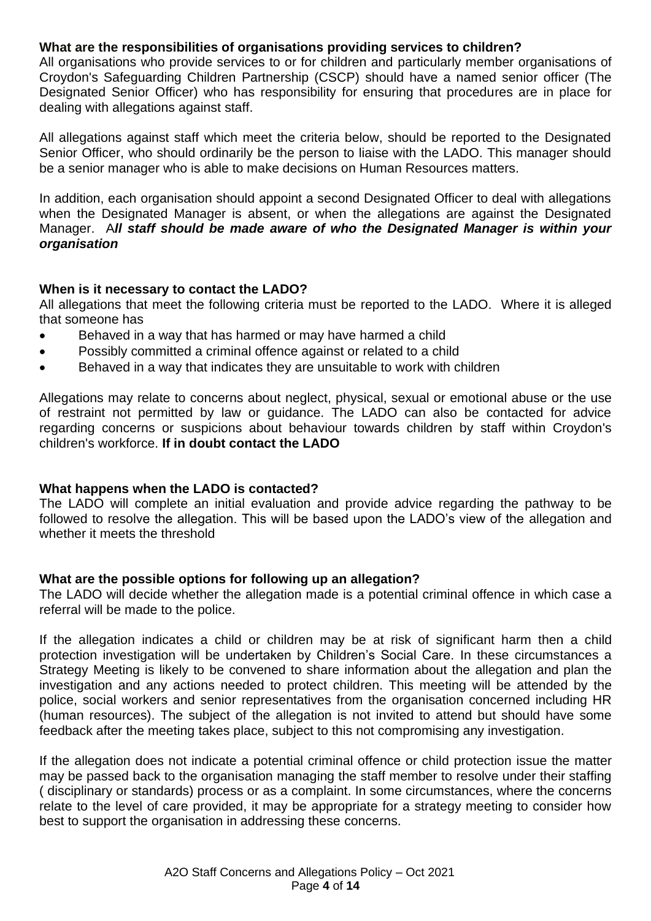**What are the responsibilities of organisations providing services to children?**
All organisations who provide services to or for children and particularly member organisations of Croydon's Safeguarding Children Partnership (CSCP) should have a named senior officer (The Designated Senior Officer) who has responsibility for ensuring that procedures are in place for dealing with allegations against staff.

All allegations against staff which meet the criteria below, should be reported to the Designated Senior Officer, who should ordinarily be the person to liaise with the LADO. This manager should be a senior manager who is able to make decisions on Human Resources matters.

In addition, each organisation should appoint a second Designated Officer to deal with allegations when the Designated Manager is absent, or when the allegations are against the Designated Manager. A***ll staff should be made aware of who the Designated Manager is within your organisation***

**When is it necessary to contact the LADO?**
All allegations that meet the following criteria must be reported to the LADO. Where it is alleged that someone has

- Behaved in a way that has harmed or may have harmed a child
- Possibly committed a criminal offence against or related to a child
- Behaved in a way that indicates they are unsuitable to work with children

Allegations may relate to concerns about neglect, physical, sexual or emotional abuse or the use of restraint not permitted by law or guidance. The LADO can also be contacted for advice regarding concerns or suspicions about behaviour towards children by staff within Croydon's children's workforce. **If in doubt contact the LADO**

**What happens when the LADO is contacted?**
The LADO will complete an initial evaluation and provide advice regarding the pathway to be followed to resolve the allegation. This will be based upon the LADO's view of the allegation and whether it meets the threshold

**What are the possible options for following up an allegation?**
The LADO will decide whether the allegation made is a potential criminal offence in which case a referral will be made to the police.

If the allegation indicates a child or children may be at risk of significant harm then a child protection investigation will be undertaken by Children's Social Care. In these circumstances a Strategy Meeting is likely to be convened to share information about the allegation and plan the investigation and any actions needed to protect children. This meeting will be attended by the police, social workers and senior representatives from the organisation concerned including HR (human resources). The subject of the allegation is not invited to attend but should have some feedback after the meeting takes place, subject to this not compromising any investigation.

If the allegation does not indicate a potential criminal offence or child protection issue the matter may be passed back to the organisation managing the staff member to resolve under their staffing ( disciplinary or standards) process or as a complaint. In some circumstances, where the concerns relate to the level of care provided, it may be appropriate for a strategy meeting to consider how best to support the organisation in addressing these concerns.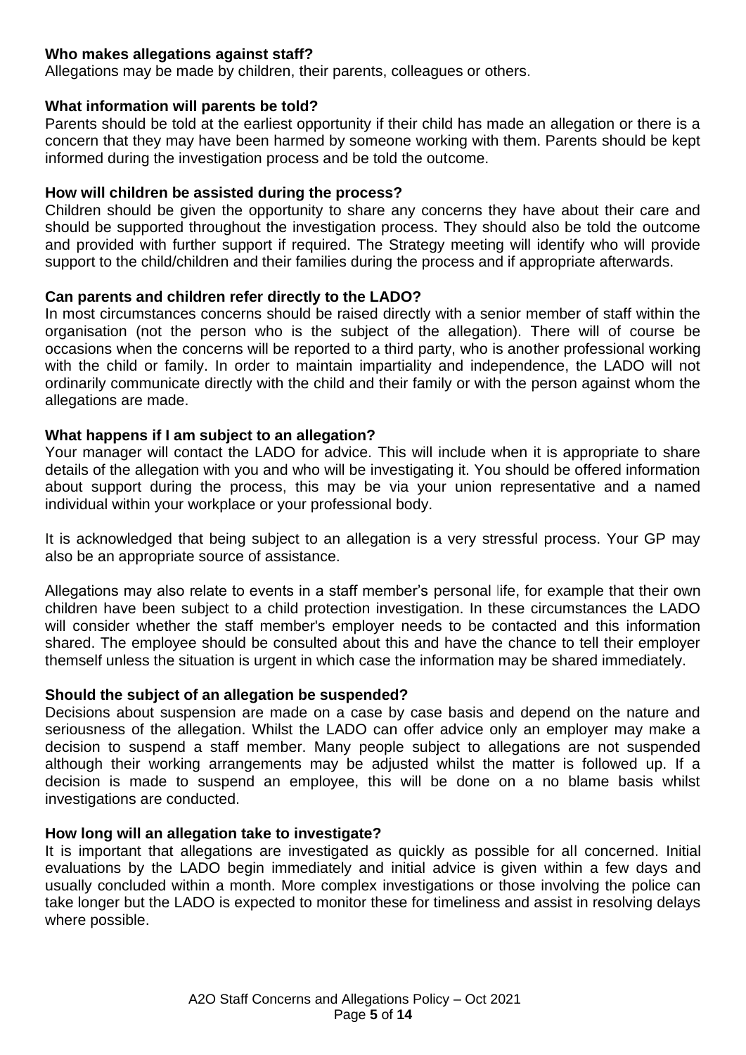**Who makes allegations against staff?**
Allegations may be made by children, their parents, colleagues or others.

**What information will parents be told?**
Parents should be told at the earliest opportunity if their child has made an allegation or there is a concern that they may have been harmed by someone working with them. Parents should be kept informed during the investigation process and be told the outcome.

**How will children be assisted during the process?**
Children should be given the opportunity to share any concerns they have about their care and should be supported throughout the investigation process. They should also be told the outcome and provided with further support if required. The Strategy meeting will identify who will provide support to the child/children and their families during the process and if appropriate afterwards.

**Can parents and children refer directly to the LADO?**
In most circumstances concerns should be raised directly with a senior member of staff within the organisation (not the person who is the subject of the allegation). There will of course be occasions when the concerns will be reported to a third party, who is another professional working with the child or family. In order to maintain impartiality and independence, the LADO will not ordinarily communicate directly with the child and their family or with the person against whom the allegations are made.

**What happens if I am subject to an allegation?**
Your manager will contact the LADO for advice. This will include when it is appropriate to share details of the allegation with you and who will be investigating it. You should be offered information about support during the process, this may be via your union representative and a named individual within your workplace or your professional body.

It is acknowledged that being subject to an allegation is a very stressful process. Your GP may also be an appropriate source of assistance.

Allegations may also relate to events in a staff member's personal life, for example that their own children have been subject to a child protection investigation. In these circumstances the LADO will consider whether the staff member's employer needs to be contacted and this information shared. The employee should be consulted about this and have the chance to tell their employer themself unless the situation is urgent in which case the information may be shared immediately.

**Should the subject of an allegation be suspended?**
Decisions about suspension are made on a case by case basis and depend on the nature and seriousness of the allegation. Whilst the LADO can offer advice only an employer may make a decision to suspend a staff member. Many people subject to allegations are not suspended although their working arrangements may be adjusted whilst the matter is followed up. If a decision is made to suspend an employee, this will be done on a no blame basis whilst investigations are conducted.

**How long will an allegation take to investigate?**
It is important that allegations are investigated as quickly as possible for all concerned. Initial evaluations by the LADO begin immediately and initial advice is given within a few days and usually concluded within a month. More complex investigations or those involving the police can take longer but the LADO is expected to monitor these for timeliness and assist in resolving delays where possible.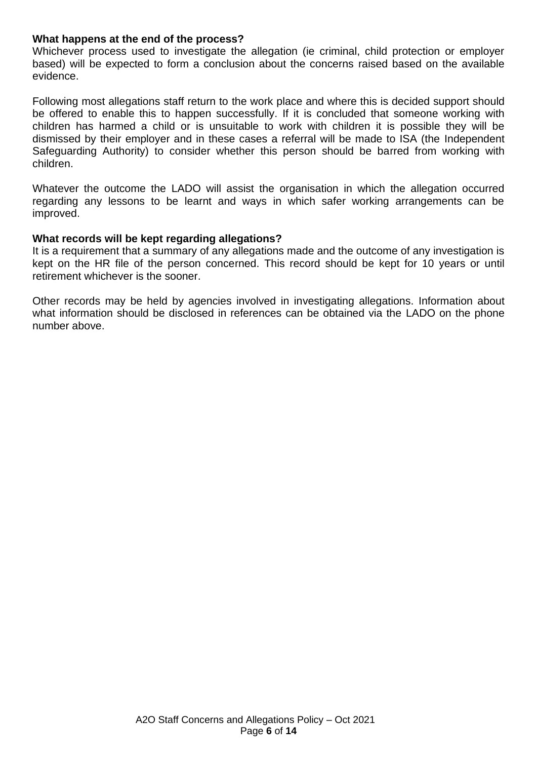**What happens at the end of the process?**

Whichever process used to investigate the allegation (ie criminal, child protection or employer based) will be expected to form a conclusion about the concerns raised based on the available evidence.

Following most allegations staff return to the work place and where this is decided support should be offered to enable this to happen successfully. If it is concluded that someone working with children has harmed a child or is unsuitable to work with children it is possible they will be dismissed by their employer and in these cases a referral will be made to ISA (the Independent Safeguarding Authority) to consider whether this person should be barred from working with children.

Whatever the outcome the LADO will assist the organisation in which the allegation occurred regarding any lessons to be learnt and ways in which safer working arrangements can be improved.

**What records will be kept regarding allegations?**

It is a requirement that a summary of any allegations made and the outcome of any investigation is kept on the HR file of the person concerned. This record should be kept for 10 years or until retirement whichever is the sooner.

Other records may be held by agencies involved in investigating allegations. Information about what information should be disclosed in references can be obtained via the LADO on the phone number above.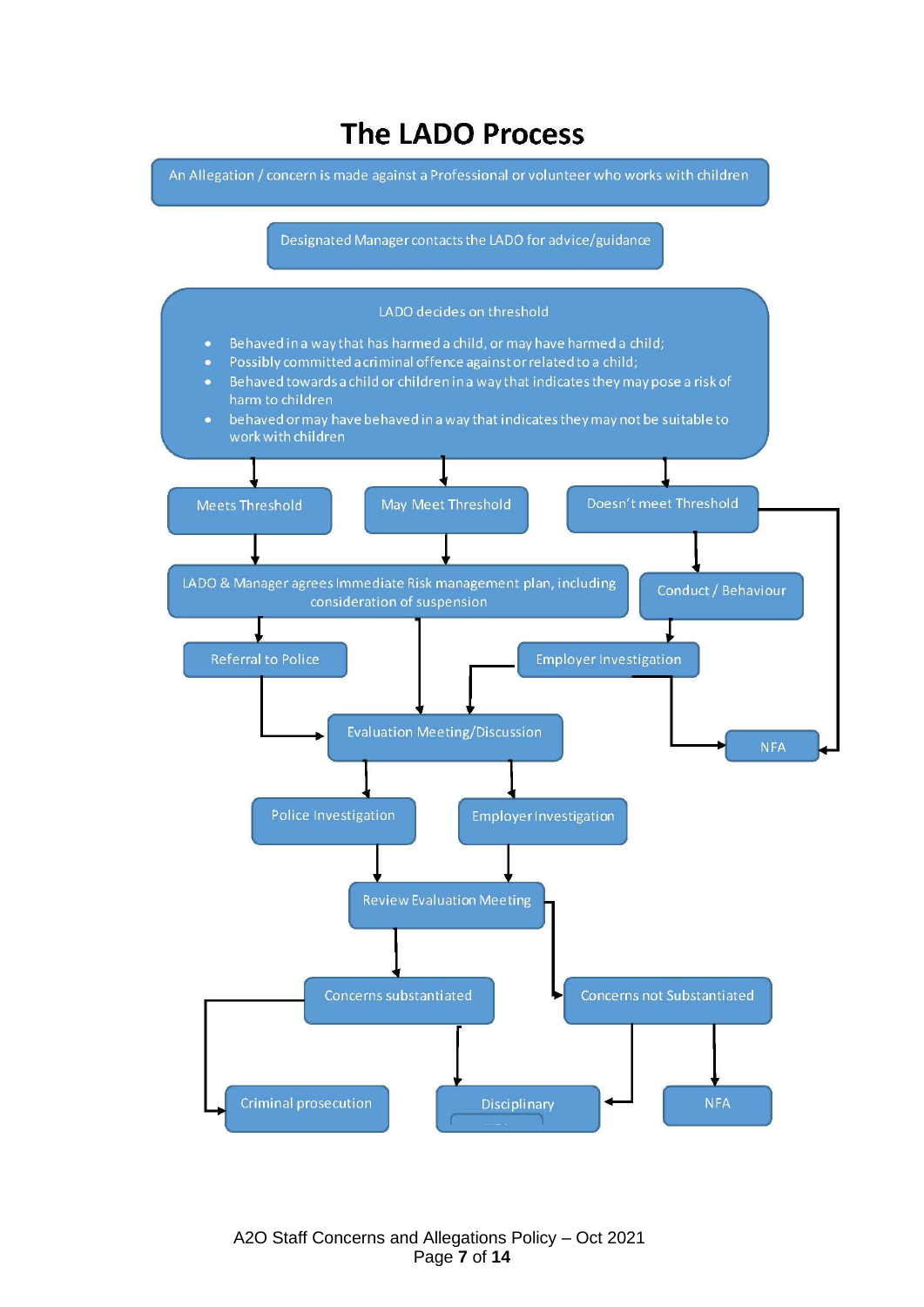# The LADO Process

An Allegation / concern is made against a Professional or volunteer who works with children

Designated Manager contacts the LADO for advice/guidance

LADO decides on threshold

- Behaved in a way that has harmed a child, or may have harmed a child;
- Possibly committed a criminal offence against or related to a child;
- Behaved towards a child or children in a way that indicates they may pose a risk of harm to children
- behaved or may have behaved in a way that indicates they may not be suitable to work with children

Meets Threshold

May Meet Threshold

Doesn't meet Threshold

LADO & Manager agrees Immediate Risk management plan, including consideration of suspension

Conduct / Behaviour

Referral to Police

Employer Investigation

Evaluation Meeting/Discussion

NFA

Police Investigation

Employer Investigation

Review Evaluation Meeting

Concerns substantiated

Concerns not Substantiated

Criminal prosecution

Disciplinary

NFA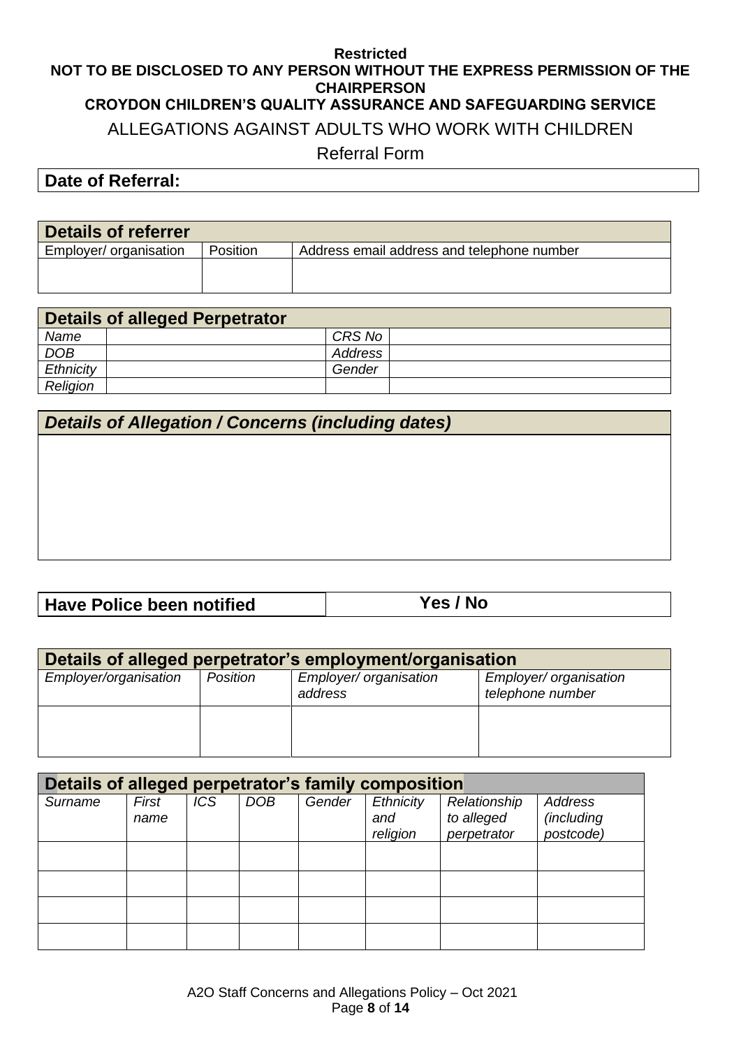**Restricted**
**NOT TO BE DISCLOSED TO ANY PERSON WITHOUT THE EXPRESS PERMISSION OF THE CHAIRPERSON**
**CROYDON CHILDREN'S QUALITY ASSURANCE AND SAFEGUARDING SERVICE**

# ALLEGATIONS AGAINST ADULTS WHO WORK WITH CHILDREN

## Referral Form

| **Date of Referral:** |
|---|

| **Details of referrer** | | |
|---|---|---|
| Employer/ organisation | Position | Address email address and telephone number |
| | | |

| **Details of alleged Perpetrator** | | | |
|---|---|---|---|
| *Name* | | *CRS No* | |
| *DOB* | | *Address* | |
| *Ethnicity* | | *Gender* | |
| *Religion* | | | |

| ***Details of Allegation / Concerns (including dates)*** |
|---|
| |

| **Have Police been notified** | **Yes / No** |
|---|---|

| **Details of alleged perpetrator's employment/organisation** | | | |
|---|---|---|---|
| *Employer/organisation* | *Position* | *Employer/ organisation address* | *Employer/ organisation telephone number* |
| | | | |

| **Details of alleged perpetrator's family composition** | | | | | | | |
|---|---|---|---|---|---|---|---|
| *Surname* | *First name* | *ICS* | *DOB* | *Gender* | *Ethnicity and religion* | *Relationship to alleged perpetrator* | *Address (including postcode)* |
| | | | | | | | |
| | | | | | | | |
| | | | | | | | |
| | | | | | | | |

A2O Staff Concerns and Allegations Policy – Oct 2021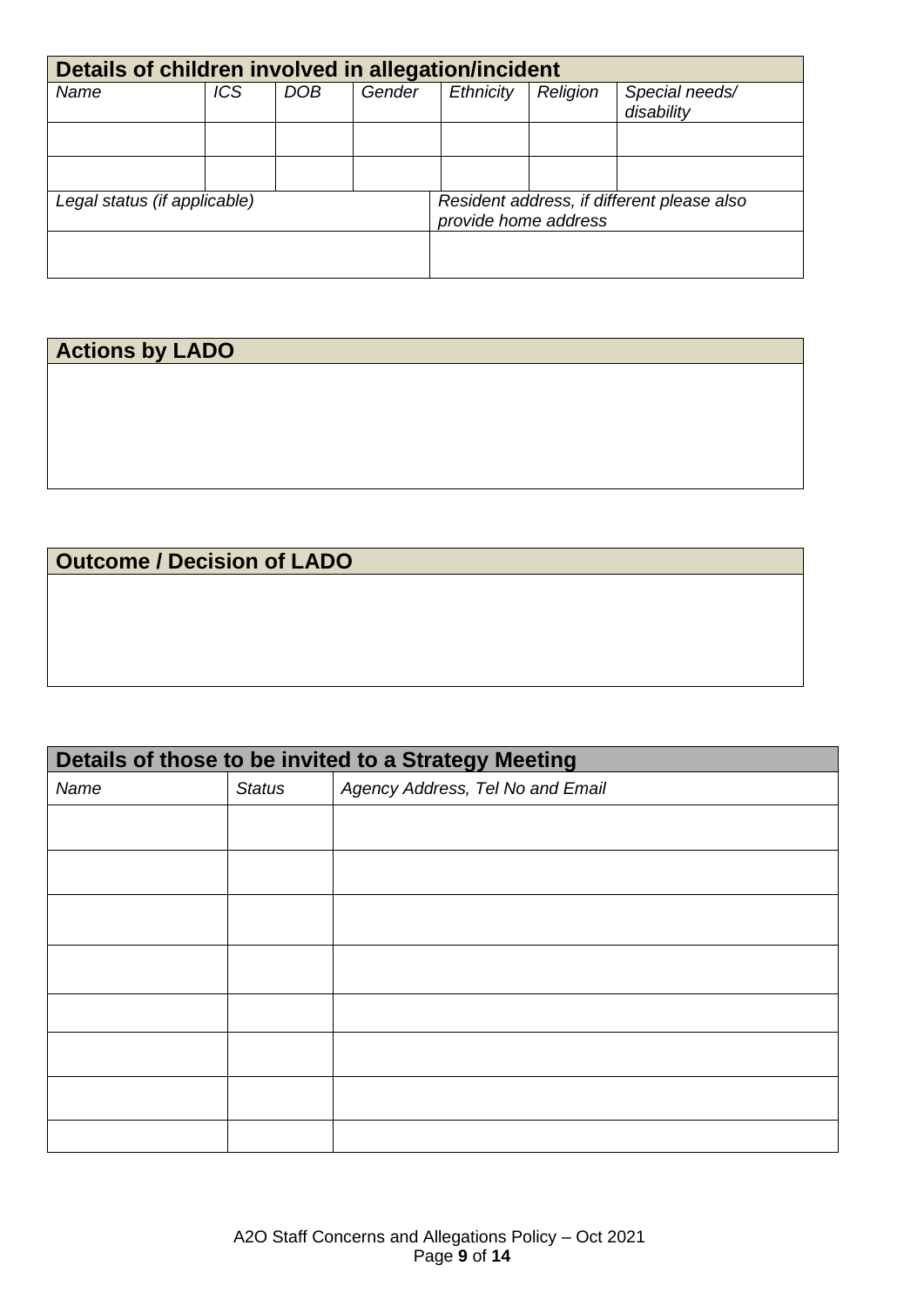| **Details of children involved in allegation/incident** | | | | | | |
|---|---|---|---|---|---|---|
| *Name* | *ICS* | *DOB* | *Gender* | *Ethnicity* | *Religion* | *Special needs/ disability* |
| | | | | | | |
| | | | | | | |
| *Legal status (if applicable)* | | | | *Resident address, if different please also provide home address* | | |
| | | | | | | |

| **Actions by LADO** |
|---|
| |

| **Outcome / Decision of LADO** |
|---|
| |

| **Details of those to be invited to a Strategy Meeting** | | |
|---|---|---|
| *Name* | *Status* | *Agency Address, Tel No and Email* |
| | | |
| | | |
| | | |
| | | |
| | | |
| | | |
| | | |
| | | |

A2O Staff Concerns and Allegations Policy – Oct 2021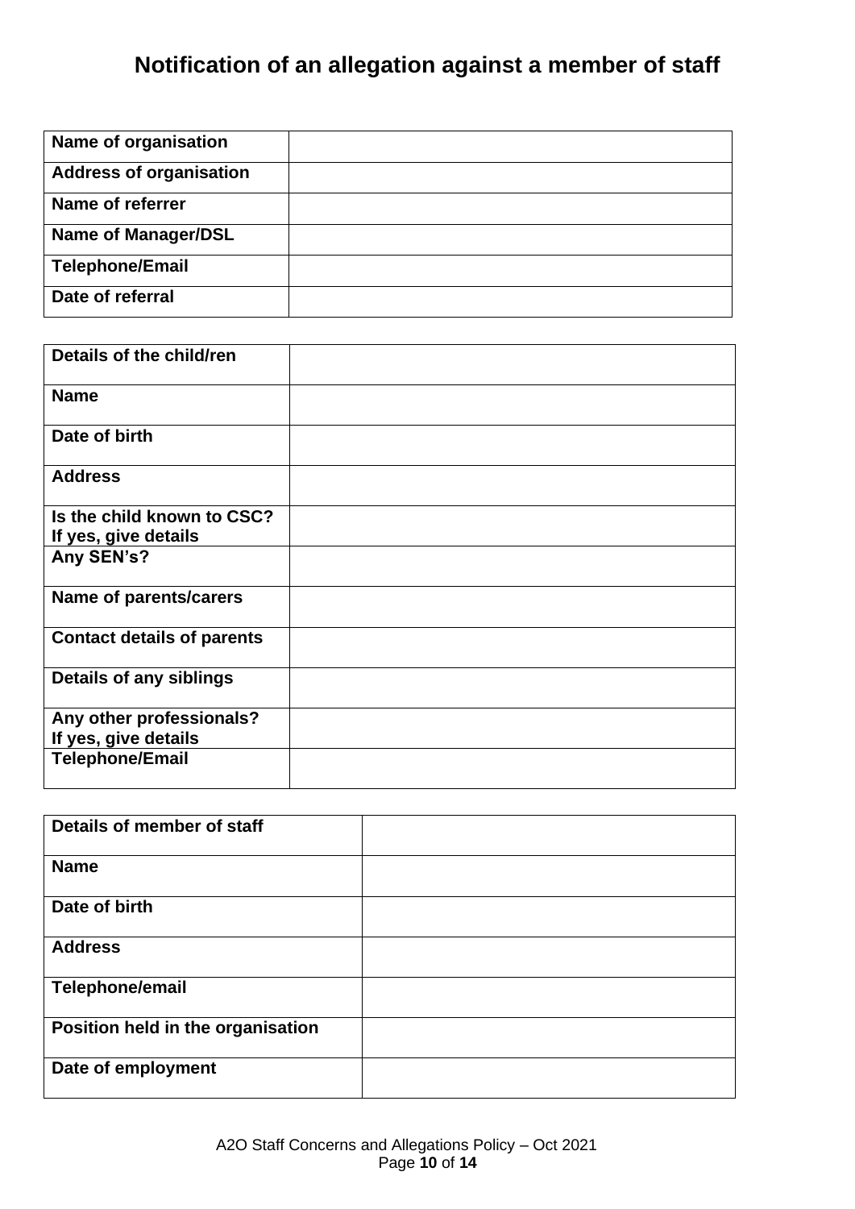# Notification of an allegation against a member of staff

| | |
|---|---|
| **Name of organisation** | |
| **Address of organisation** | |
| **Name of referrer** | |
| **Name of Manager/DSL** | |
| **Telephone/Email** | |
| **Date of referral** | |

| | |
|---|---|
| **Details of the child/ren** | |
| **Name** | |
| **Date of birth** | |
| **Address** | |
| **Is the child known to CSC? If yes, give details** | |
| **Any SEN's?** | |
| **Name of parents/carers** | |
| **Contact details of parents** | |
| **Details of any siblings** | |
| **Any other professionals? If yes, give details** | |
| **Telephone/Email** | |

| | |
|---|---|
| **Details of member of staff** | |
| **Name** | |
| **Date of birth** | |
| **Address** | |
| **Telephone/email** | |
| **Position held in the organisation** | |
| **Date of employment** | |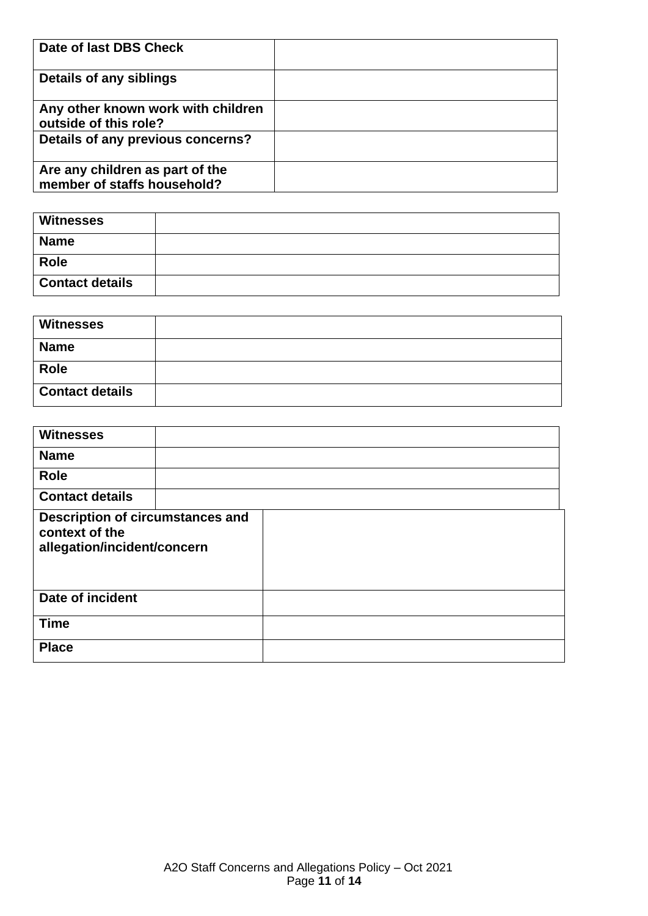| **Date of last DBS Check** | |
|---|---|
| **Details of any siblings** | |
| **Any other known work with children outside of this role?** | |
| **Details of any previous concerns?** | |
| **Are any children as part of the member of staffs household?** | |

| **Witnesses** | |
|---|---|
| **Name** | |
| **Role** | |
| **Contact details** | |

| **Witnesses** | |
|---|---|
| **Name** | |
| **Role** | |
| **Contact details** | |

| **Witnesses** | |
|---|---|
| **Name** | |
| **Role** | |
| **Contact details** | |

| **Description of circumstances and context of the allegation/incident/concern** | |
|---|---|
| **Date of incident** | |
| **Time** | |
| **Place** | |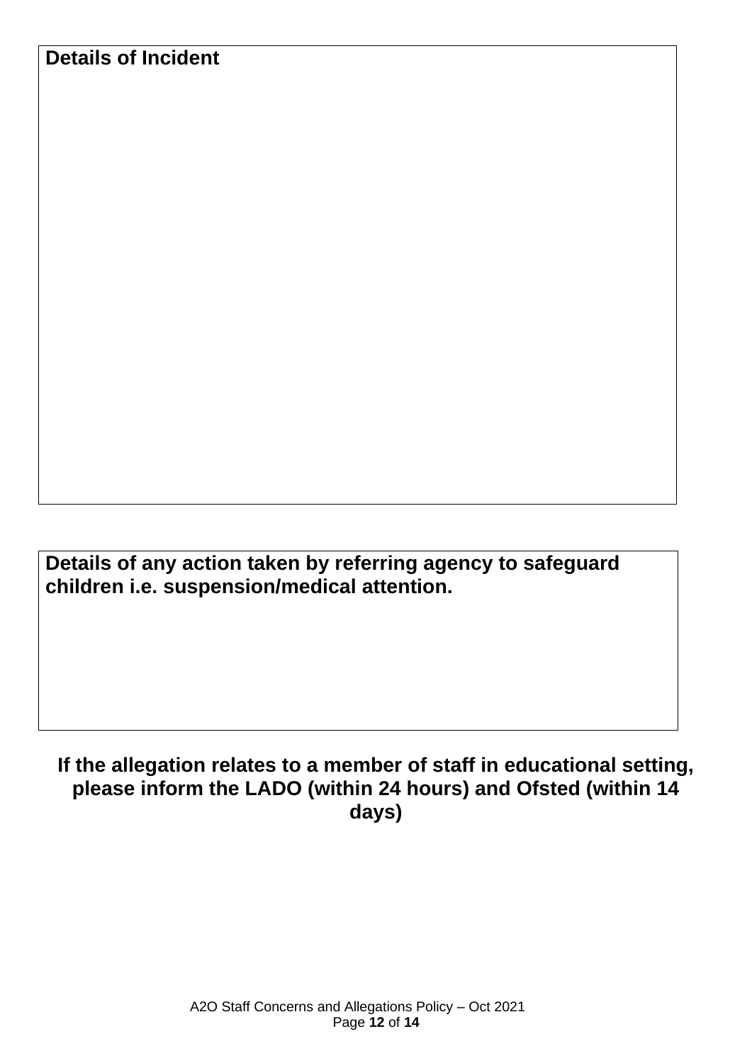| **Details of Incident** |
| --- |
| |

| **Details of any action taken by referring agency to safeguard children i.e. suspension/medical attention.** |
| --- |
| |

**If the allegation relates to a member of staff in educational setting, please inform the LADO (within 24 hours) and Ofsted (within 14 days)**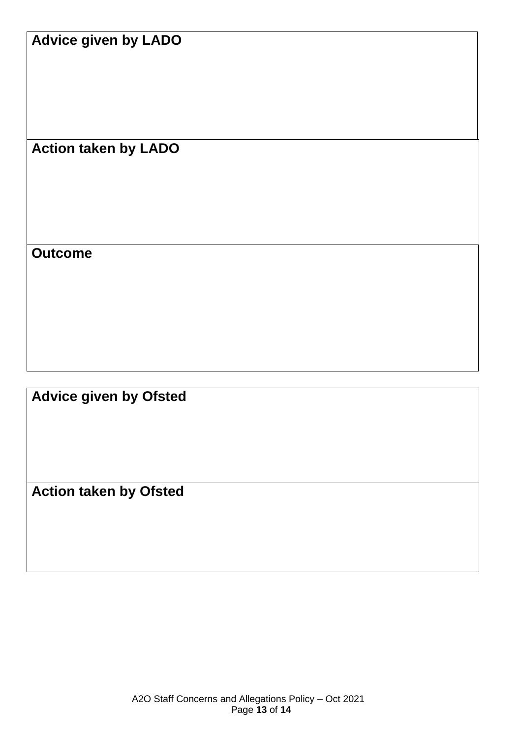| Advice given by LADO |
| --- |
| |

| Action taken by LADO |
| --- |
| |

| Outcome |
| --- |
| |

| Advice given by Ofsted |
| --- |
| |

| Action taken by Ofsted |
| --- |
| |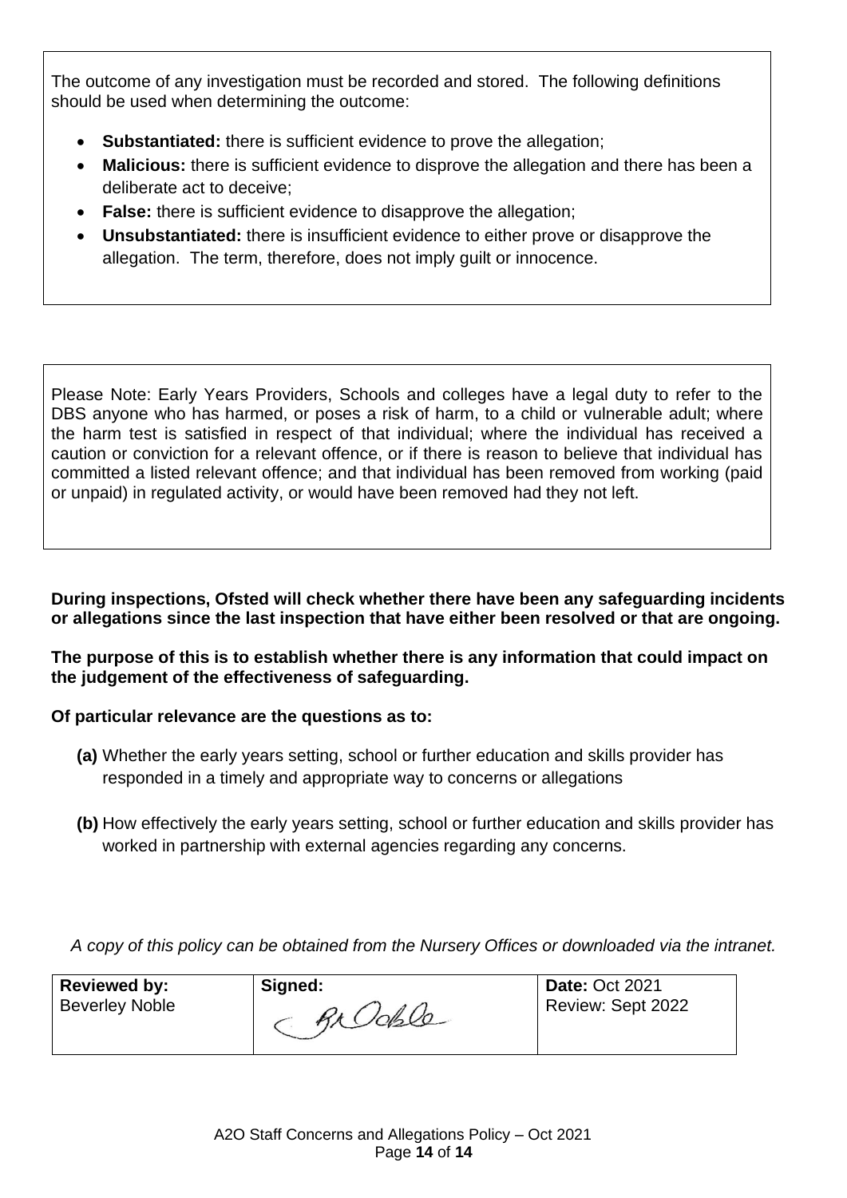The outcome of any investigation must be recorded and stored. The following definitions should be used when determining the outcome:

- **Substantiated:** there is sufficient evidence to prove the allegation;
- **Malicious:** there is sufficient evidence to disprove the allegation and there has been a deliberate act to deceive;
- **False:** there is sufficient evidence to disapprove the allegation;
- **Unsubstantiated:** there is insufficient evidence to either prove or disapprove the allegation. The term, therefore, does not imply guilt or innocence.

Please Note: Early Years Providers, Schools and colleges have a legal duty to refer to the DBS anyone who has harmed, or poses a risk of harm, to a child or vulnerable adult; where the harm test is satisfied in respect of that individual; where the individual has received a caution or conviction for a relevant offence, or if there is reason to believe that individual has committed a listed relevant offence; and that individual has been removed from working (paid or unpaid) in regulated activity, or would have been removed had they not left.

**During inspections, Ofsted will check whether there have been any safeguarding incidents or allegations since the last inspection that have either been resolved or that are ongoing.**

**The purpose of this is to establish whether there is any information that could impact on the judgement of the effectiveness of safeguarding.**

**Of particular relevance are the questions as to:**

**(a)** Whether the early years setting, school or further education and skills provider has responded in a timely and appropriate way to concerns or allegations

**(b)** How effectively the early years setting, school or further education and skills provider has worked in partnership with external agencies regarding any concerns.

*A copy of this policy can be obtained from the Nursery Offices or downloaded via the intranet.*

| | | |
|---|---|---|
| **Reviewed by:** Beverley Noble | **Signed:** B R Noble | **Date:** Oct 2021 Review: Sept 2022 |

A2O Staff Concerns and Allegations Policy – Oct 2021